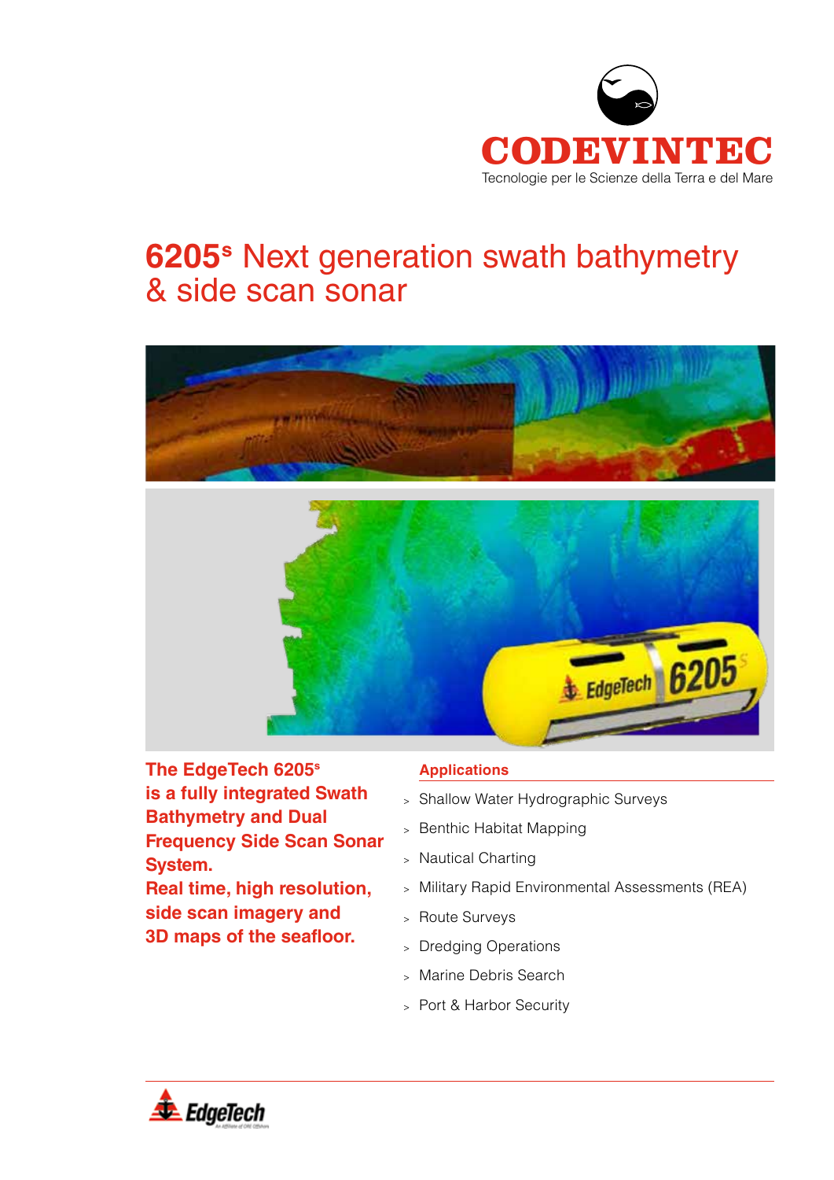CODEVINTEC

Tecnologie per le Scienze della Terra e del Mare

# 6205[s] Next generation swath bathymetry & side scan sonar

**The EdgeTech 6205[s] is a fully integrated Swath Bathymetry and Dual Frequency Side Scan Sonar System. Real time, high resolution, side scan imagery and 3D maps of the seafloor.**

## Applications

- Shallow Water Hydrographic Surveys
- Benthic Habitat Mapping
- Nautical Charting
- Military Rapid Environmental Assessments (REA)
- Route Surveys
- Dredging Operations
- Marine Debris Search
- Port & Harbor Security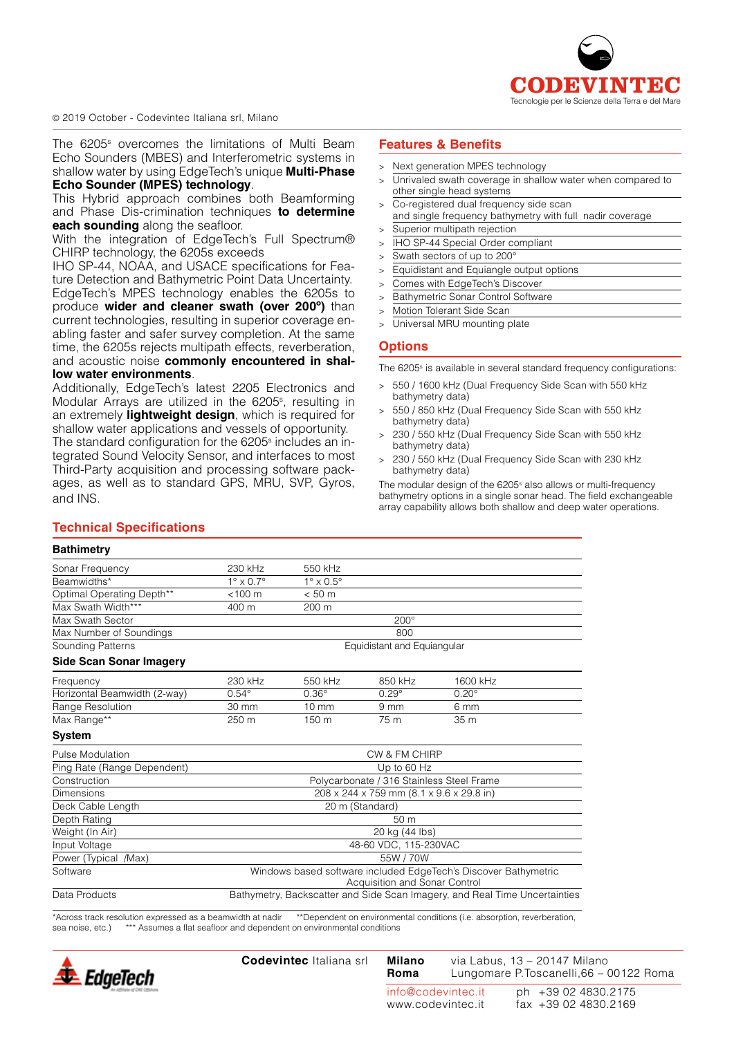CODEVINTEC

Tecnologie per le Scienze della Terra e del Mare

© 2019 October - Codevintec Italiana srl, Milano

The 6205s overcomes the limitations of Multi Beam Echo Sounders (MBES) and Interferometric systems in shallow water by using EdgeTech's unique **Multi-Phase Echo Sounder (MPES) technology**.

This Hybrid approach combines both Beamforming and Phase Dis-crimination techniques **to determine each sounding** along the seafloor.

With the integration of EdgeTech's Full Spectrum® CHIRP technology, the 6205s exceeds IHO SP-44, NOAA, and USACE specifications for Feature Detection and Bathymetric Point Data Uncertainty.

EdgeTech's MPES technology enables the 6205s to produce **wider and cleaner swath (over 200°)** than current technologies, resulting in superior coverage enabling faster and safer survey completion. At the same time, the 6205s rejects multipath effects, reverberation, and acoustic noise **commonly encountered in shallow water environments**.

Additionally, EdgeTech's latest 2205 Electronics and Modular Arrays are utilized in the 6205s, resulting in an extremely **lightweight design**, which is required for shallow water applications and vessels of opportunity.

The standard configuration for the 6205s includes an integrated Sound Velocity Sensor, and interfaces to most Third-Party acquisition and processing software packages, as well as to standard GPS, MRU, SVP, Gyros, and INS.

## Features & Benefits

- Next generation MPES technology
- Unrivaled swath coverage in shallow water when compared to other single head systems
- Co-registered dual frequency side scan and single frequency bathymetry with full nadir coverage
- Superior multipath rejection
- IHO SP-44 Special Order compliant
- Swath sectors of up to 200°
- Equidistant and Equiangle output options
- Comes with EdgeTech's Discover
- Bathymetric Sonar Control Software
- Motion Tolerant Side Scan
- Universal MRU mounting plate

## Options

The 6205s is available in several standard frequency configurations:

- 550 / 1600 kHz (Dual Frequency Side Scan with 550 kHz bathymetry data)
- 550 / 850 kHz (Dual Frequency Side Scan with 550 kHz bathymetry data)
- 230 / 550 kHz (Dual Frequency Side Scan with 550 kHz bathymetry data)
- 230 / 550 kHz (Dual Frequency Side Scan with 230 kHz bathymetry data)

The modular design of the 6205s also allows or multi-frequency bathymetry options in a single sonar head. The field exchangeable array capability allows both shallow and deep water operations.

## Technical Specifications

### Bathimetry

| | | |
|---|---|---|
| Sonar Frequency | 230 kHz | 550 kHz |
| Beamwidths* | 1° x 0.7° | 1° x 0.5° |
| Optimal Operating Depth** | <100 m | < 50 m |
| Max Swath Width*** | 400 m | 200 m |
| Max Swath Sector | 200° | |
| Max Number of Soundings | 800 | |
| Sounding Patterns | Equidistant and Equiangular | |

### Side Scan Sonar Imagery

| | | | | |
|---|---|---|---|---|
| Frequency | 230 kHz | 550 kHz | 850 kHz | 1600 kHz |
| Horizontal Beamwidth (2-way) | 0.54° | 0.36° | 0.29° | 0.20° |
| Range Resolution | 30 mm | 10 mm | 9 mm | 6 mm |
| Max Range** | 250 m | 150 m | 75 m | 35 m |

### System

| | |
|---|---|
| Pulse Modulation | CW & FM CHIRP |
| Ping Rate (Range Dependent) | Up to 60 Hz |
| Construction | Polycarbonate / 316 Stainless Steel Frame |
| Dimensions | 208 x 244 x 759 mm (8.1 x 9.6 x 29.8 in) |
| Deck Cable Length | 20 m (Standard) |
| Depth Rating | 50 m |
| Weight (In Air) | 20 kg (44 lbs) |
| Input Voltage | 48-60 VDC, 115-230VAC |
| Power (Typical /Max) | 55W / 70W |
| Software | Windows based software included EdgeTech's Discover Bathymetric Acquisition and Sonar Control |
| Data Products | Bathymetry, Backscatter and Side Scan Imagery, and Real Time Uncertainties |

*Across track resolution expressed as a beamwidth at nadir **Dependent on environmental conditions (i.e. absorption, reverberation, sea noise, etc.) *** Assumes a flat seafloor and dependent on environmental conditions

EdgeTech

**Codevintec** Italiana srl

**Milano** via Labus, 13 – 20147 Milano
**Roma** Lungomare P.Toscanelli,66 – 00122 Roma

info@codevintec.it
www.codevintec.it

ph +39 02 4830.2175
fax +39 02 4830.2169